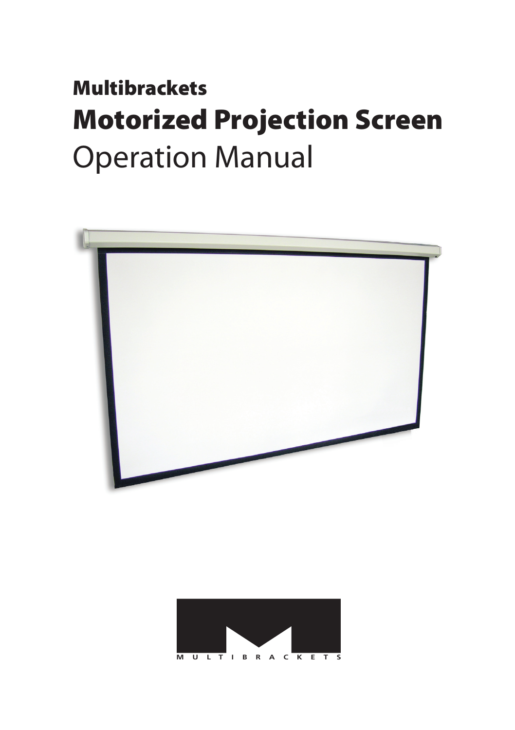# Multibrackets

# Motorized Projection Screen

# Operation Manual

MULTIBRACKETS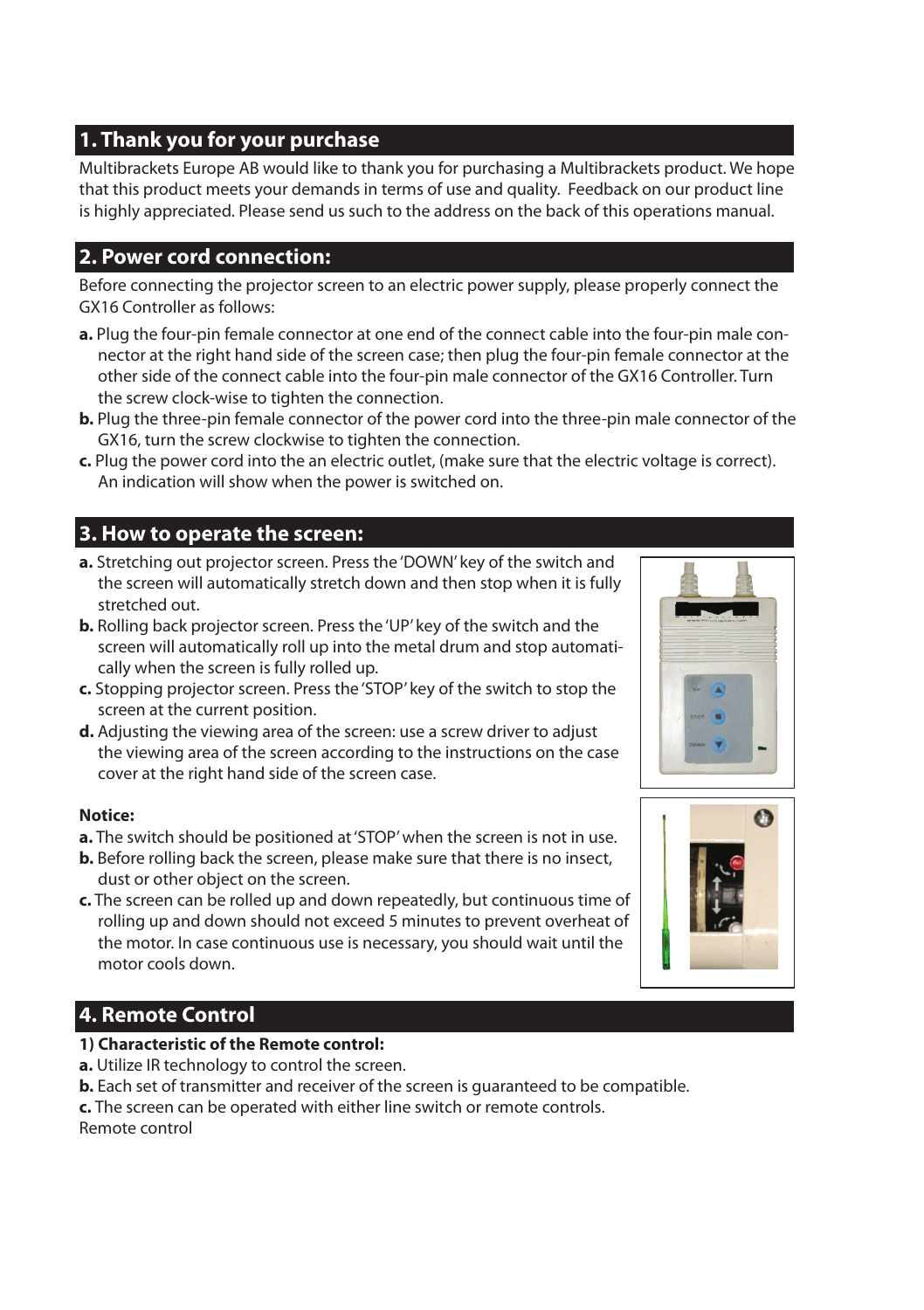## 1. Thank you for your purchase

Multibrackets Europe AB would like to thank you for purchasing a Multibrackets product. We hope that this product meets your demands in terms of use and quality. Feedback on our product line is highly appreciated. Please send us such to the address on the back of this operations manual.

## 2. Power cord connection:

Before connecting the projector screen to an electric power supply, please properly connect the GX16 Controller as follows:

**a.** Plug the four-pin female connector at one end of the connect cable into the four-pin male connector at the right hand side of the screen case; then plug the four-pin female connector at the other side of the connect cable into the four-pin male connector of the GX16 Controller. Turn the screw clock-wise to tighten the connection.

**b.** Plug the three-pin female connector of the power cord into the three-pin male connector of the GX16, turn the screw clockwise to tighten the connection.

**c.** Plug the power cord into the an electric outlet, (make sure that the electric voltage is correct). An indication will show when the power is switched on.

## 3. How to operate the screen:

**a.** Stretching out projector screen. Press the 'DOWN' key of the switch and the screen will automatically stretch down and then stop when it is fully stretched out.

**b.** Rolling back projector screen. Press the 'UP' key of the switch and the screen will automatically roll up into the metal drum and stop automatically when the screen is fully rolled up.

**c.** Stopping projector screen. Press the 'STOP' key of the switch to stop the screen at the current position.

**d.** Adjusting the viewing area of the screen: use a screw driver to adjust the viewing area of the screen according to the instructions on the case cover at the right hand side of the screen case.

**Notice:**

**a.** The switch should be positioned at 'STOP' when the screen is not in use.

**b.** Before rolling back the screen, please make sure that there is no insect, dust or other object on the screen.

**c.** The screen can be rolled up and down repeatedly, but continuous time of rolling up and down should not exceed 5 minutes to prevent overheat of the motor. In case continuous use is necessary, you should wait until the motor cools down.

## 4. Remote Control

**1) Characteristic of the Remote control:**

**a.** Utilize IR technology to control the screen.

**b.** Each set of transmitter and receiver of the screen is guaranteed to be compatible.

**c.** The screen can be operated with either line switch or remote controls.

Remote control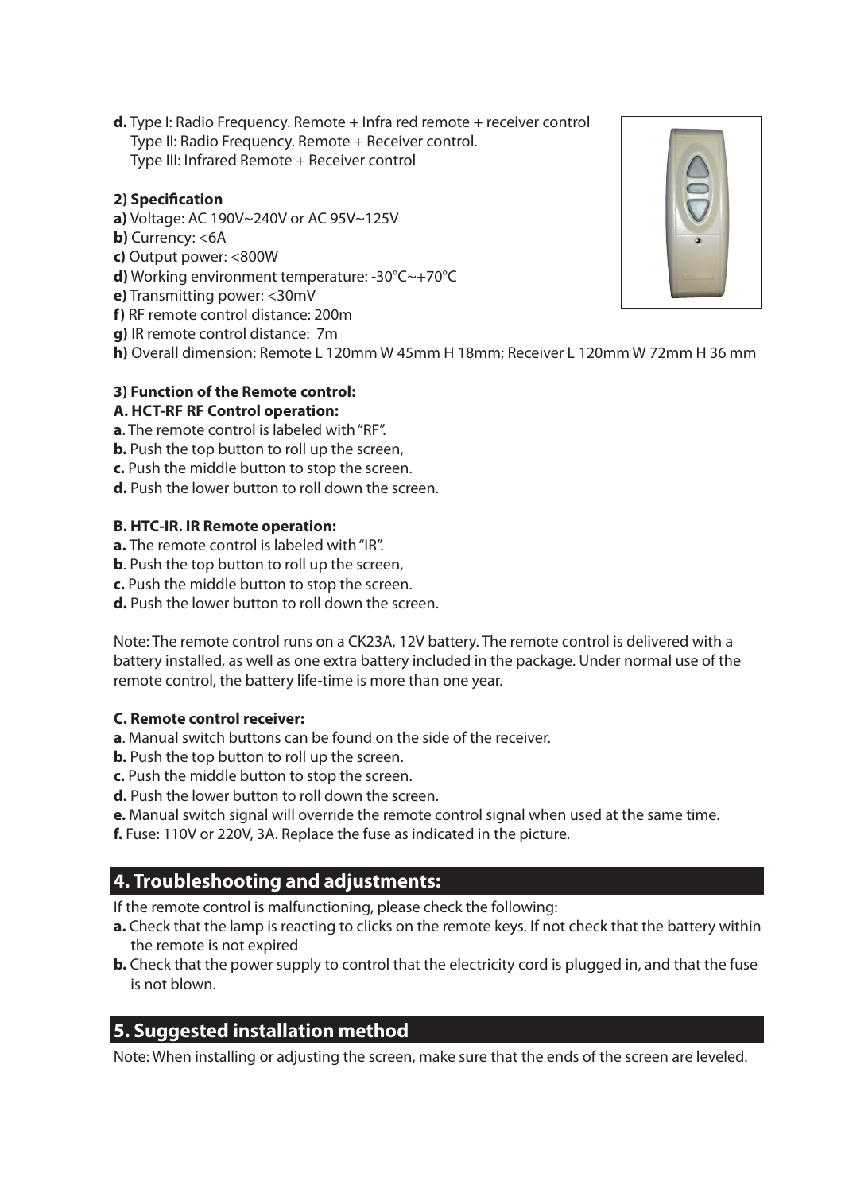**d.** Type I: Radio Frequency. Remote + Infra red remote + receiver control
Type II: Radio Frequency. Remote + Receiver control.
Type III: Infrared Remote + Receiver control

**2) Specification**

**a)** Voltage: AC 190V~240V or AC 95V~125V
**b)** Currency: <6A
**c)** Output power: <800W
**d)** Working environment temperature: -30°C~+70°C
**e)** Transmitting power: <30mV
**f)** RF remote control distance: 200m
**g)** IR remote control distance: 7m
**h)** Overall dimension: Remote L 120mm W 45mm H 18mm; Receiver L 120mm W 72mm H 36 mm

**3) Function of the Remote control:**

**A. HCT-RF RF Control operation:**

**a**. The remote control is labeled with "RF".
**b.** Push the top button to roll up the screen,
**c.** Push the middle button to stop the screen.
**d.** Push the lower button to roll down the screen.

**B. HTC-IR. IR Remote operation:**

**a.** The remote control is labeled with "IR".
**b**. Push the top button to roll up the screen,
**c.** Push the middle button to stop the screen.
**d.** Push the lower button to roll down the screen.

Note: The remote control runs on a CK23A, 12V battery. The remote control is delivered with a battery installed, as well as one extra battery included in the package. Under normal use of the remote control, the battery life-time is more than one year.

**C. Remote control receiver:**

**a**. Manual switch buttons can be found on the side of the receiver.
**b.** Push the top button to roll up the screen.
**c.** Push the middle button to stop the screen.
**d.** Push the lower button to roll down the screen.
**e.** Manual switch signal will override the remote control signal when used at the same time.
**f.** Fuse: 110V or 220V, 3A. Replace the fuse as indicated in the picture.

## 4. Troubleshooting and adjustments:

If the remote control is malfunctioning, please check the following:

**a.** Check that the lamp is reacting to clicks on the remote keys. If not check that the battery within the remote is not expired
**b.** Check that the power supply to control that the electricity cord is plugged in, and that the fuse is not blown.

## 5. Suggested installation method

Note: When installing or adjusting the screen, make sure that the ends of the screen are leveled.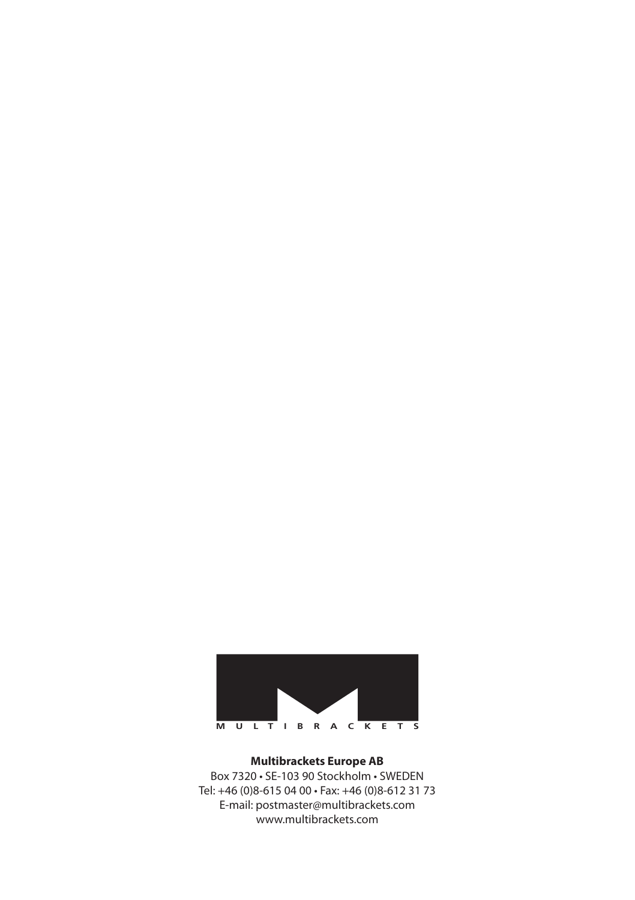M U L T I B R A C K E T S

**Multibrackets Europe AB**
Box 7320 • SE-103 90 Stockholm • SWEDEN
Tel: +46 (0)8-615 04 00 • Fax: +46 (0)8-612 31 73
E-mail: postmaster@multibrackets.com
www.multibrackets.com